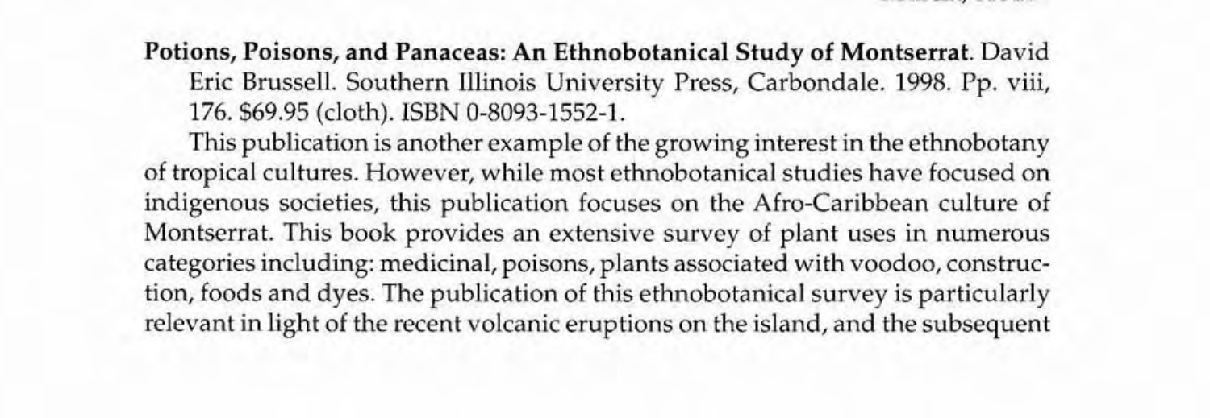**Potions, Poisons, and Panaceas: An Ethnobotanical Study of Montserrat**. David Eric Brussell. Southern Illinois University Press, Carbondale. 1998. Pp. viii, 176. $69.95 (cloth). ISBN 0-8093-1552-1.

This publication is another example of the growing interest in the ethnobotany of tropical cultures. However, while most ethnobotanical studies have focused on indigenous societies, this publication focuses on the Afro-Caribbean culture of Montserrat. This book provides an extensive survey of plant uses in numerous categories including: medicinal, poisons, plants associated with voodoo, construction, foods and dyes. The publication of this ethnobotanical survey is particularly relevant in light of the recent volcanic eruptions on the island, and the subsequent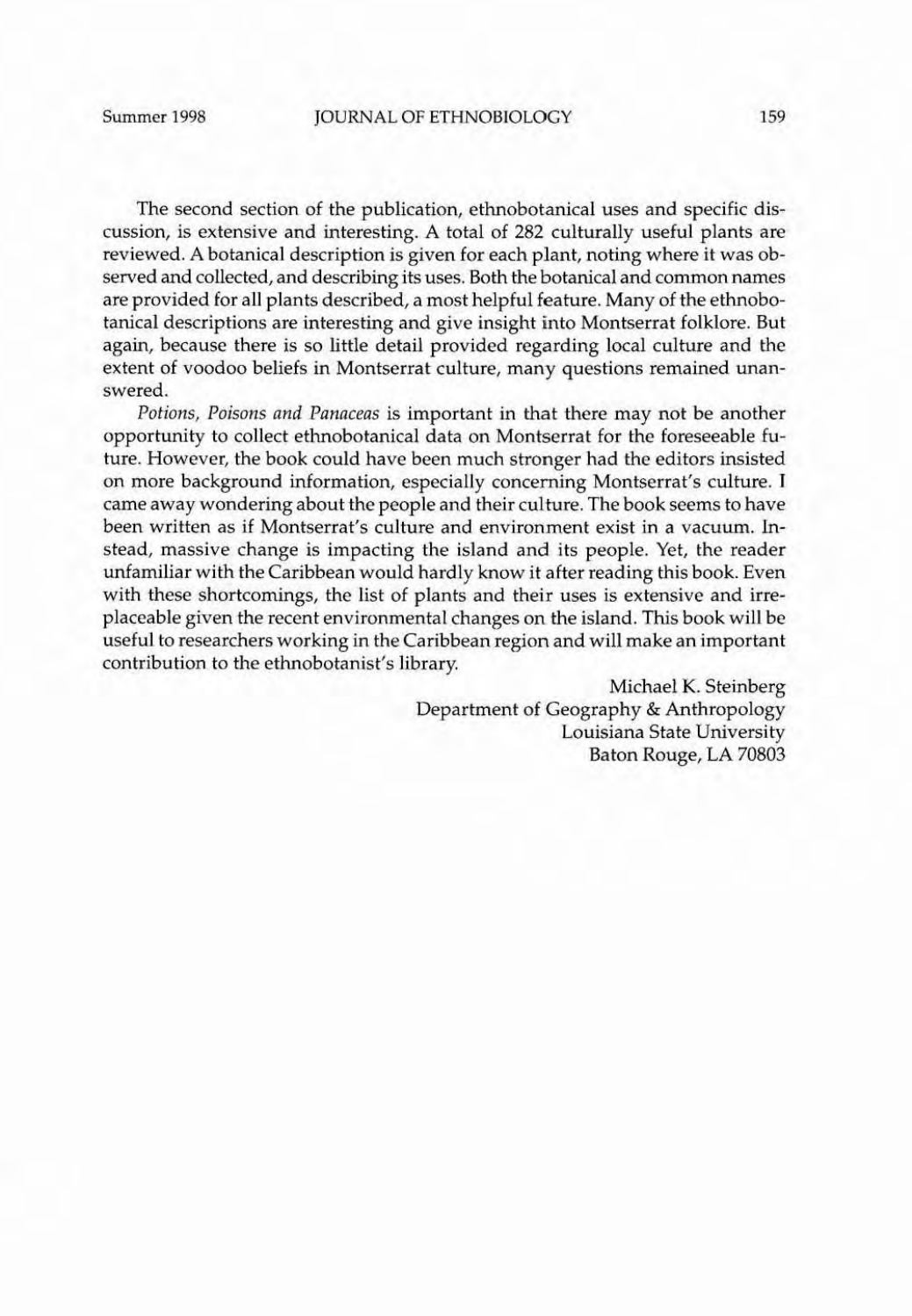The second section of the publication, ethnobotanical uses and specific discussion, is extensive and interesting. A total of 282 culturally useful plants are reviewed. A botanical description is given for each plant, noting where it was observed and collected, and describing its uses. Both the botanical and common names are provided for all plants described, a most helpful feature. Many of the ethnobotanical descriptions are interesting and give insight into Montserrat folklore. But again, because there is so little detail provided regarding local culture and the extent of voodoo beliefs in Montserrat culture, many questions remained unanswered.

*Potions, Poisons and Panaceas* is important in that there may not be another opportunity to collect ethnobotanical data on Montserrat for the foreseeable future. However, the book could have been much stronger had the editors insisted on more background information, especially concerning Montserrat's culture. I came away wondering about the people and their culture. The book seems to have been written as if Montserrat's culture and environment exist in a vacuum. Instead, massive change is impacting the island and its people. Yet, the reader unfamiliar with the Caribbean would hardly know it after reading this book. Even with these shortcomings, the list of plants and their uses is extensive and irreplaceable given the recent environmental changes on the island. This book will be useful to researchers working in the Caribbean region and will make an important contribution to the ethnobotanist's library.

Michael K. Steinberg
Department of Geography & Anthropology
Louisiana State University
Baton Rouge, LA 70803